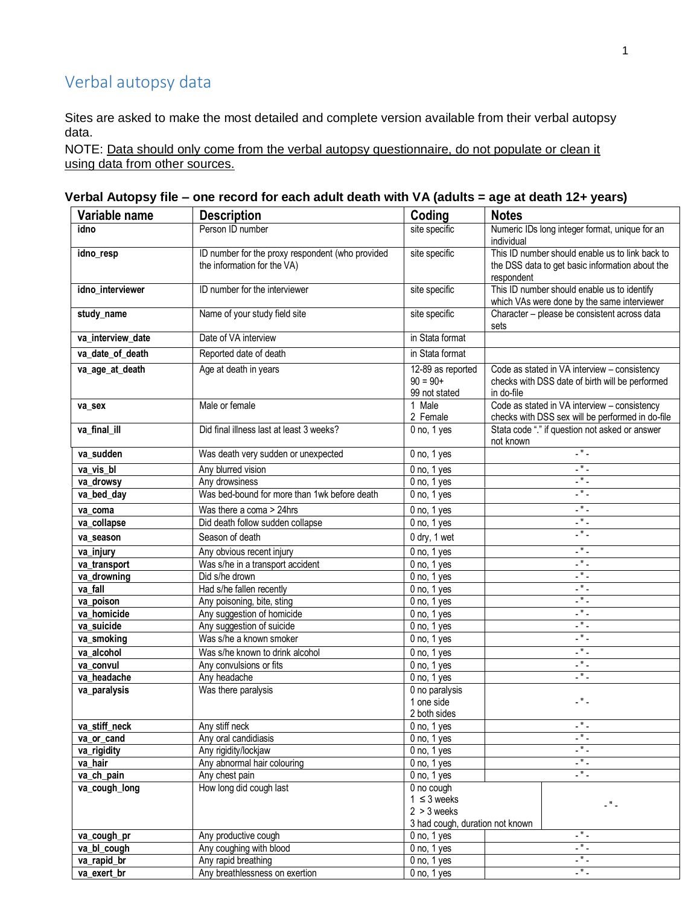# Verbal autopsy data

Sites are asked to make the most detailed and complete version available from their verbal autopsy data.

NOTE: Data should only come from the verbal autopsy questionnaire, do not populate or clean it using data from other sources.

### Verbal Autopsy file – one record for each adult death with VA (adults = age at death 12+ years)

| Variable name | Description | Coding | Notes |
|---|---|---|---|
| **idno** | Person ID number | site specific | Numeric IDs long integer format, unique for an individual |
| **idno_resp** | ID number for the proxy respondent (who provided the information for the VA) | site specific | This ID number should enable us to link back to the DSS data to get basic information about the respondent |
| **idno_interviewer** | ID number for the interviewer | site specific | This ID number should enable us to identify which VAs were done by the same interviewer |
| **study_name** | Name of your study field site | site specific | Character – please be consistent across data sets |
| **va_interview_date** | Date of VA interview | in Stata format | |
| **va_date_of_death** | Reported date of death | in Stata format | |
| **va_age_at_death** | Age at death in years | 12-89 as reported<br>90 = 90+<br>99 not stated | Code as stated in VA interview – consistency checks with DSS date of birth will be performed in do-file |
| **va_sex** | Male or female | 1 Male<br>2 Female | Code as stated in VA interview – consistency checks with DSS sex will be performed in do-file |
| **va_final_ill** | Did final illness last at least 3 weeks? | 0 no, 1 yes | Stata code "." if question not asked or answer not known |
| **va_sudden** | Was death very sudden or unexpected | 0 no, 1 yes | - " - |
| **va_vis_bl** | Any blurred vision | 0 no, 1 yes | - " - |
| **va_drowsy** | Any drowsiness | 0 no, 1 yes | - " - |
| **va_bed_day** | Was bed-bound for more than 1wk before death | 0 no, 1 yes | - " - |
| **va_coma** | Was there a coma > 24hrs | 0 no, 1 yes | - " - |
| **va_collapse** | Did death follow sudden collapse | 0 no, 1 yes | - " - |
| **va_season** | Season of death | 0 dry, 1 wet | - " - |
| **va_injury** | Any obvious recent injury | 0 no, 1 yes | - " - |
| **va_transport** | Was s/he in a transport accident | 0 no, 1 yes | - " - |
| **va_drowning** | Did s/he drown | 0 no, 1 yes | - " - |
| **va_fall** | Had s/he fallen recently | 0 no, 1 yes | - " - |
| **va_poison** | Any poisoning, bite, sting | 0 no, 1 yes | - " - |
| **va_homicide** | Any suggestion of homicide | 0 no, 1 yes | - " - |
| **va_suicide** | Any suggestion of suicide | 0 no, 1 yes | - " - |
| **va_smoking** | Was s/he a known smoker | 0 no, 1 yes | - " - |
| **va_alcohol** | Was s/he known to drink alcohol | 0 no, 1 yes | - " - |
| **va_convul** | Any convulsions or fits | 0 no, 1 yes | - " - |
| **va_headache** | Any headache | 0 no, 1 yes | - " - |
| **va_paralysis** | Was there paralysis | 0 no paralysis<br>1 one side<br>2 both sides | - " - |
| **va_stiff_neck** | Any stiff neck | 0 no, 1 yes | - " - |
| **va_or_cand** | Any oral candidiasis | 0 no, 1 yes | - " - |
| **va_rigidity** | Any rigidity/lockjaw | 0 no, 1 yes | - " - |
| **va_hair** | Any abnormal hair colouring | 0 no, 1 yes | - " - |
| **va_ch_pain** | Any chest pain | 0 no, 1 yes | - " - |
| **va_cough_long** | How long did cough last | 0 no cough<br>1 ≤ 3 weeks<br>2 > 3 weeks<br>3 had cough, duration not known | - " - |
| **va_cough_pr** | Any productive cough | 0 no, 1 yes | - " - |
| **va_bl_cough** | Any coughing with blood | 0 no, 1 yes | - " - |
| **va_rapid_br** | Any rapid breathing | 0 no, 1 yes | - " - |
| **va_exert_br** | Any breathlessness on exertion | 0 no, 1 yes | - " - |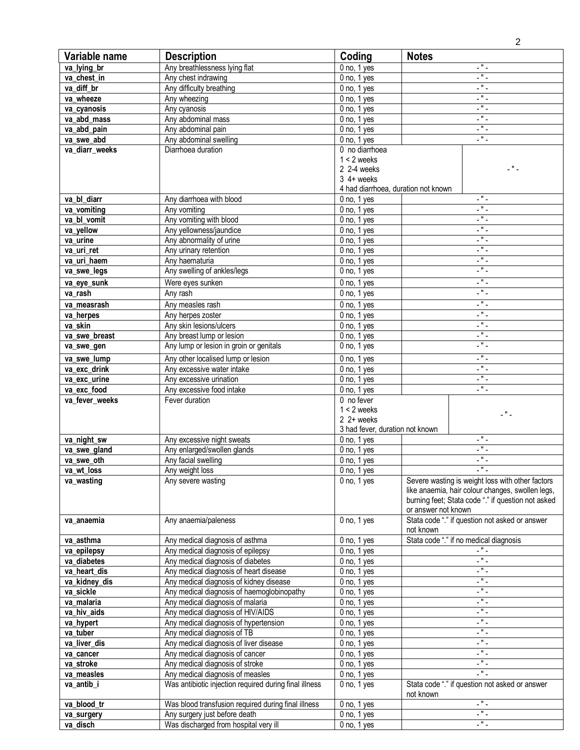| Variable name | Description | Coding | Notes |
|---|---|---|---|
| **va_lying_br** | Any breathlessness lying flat | 0 no, 1 yes | - " - |
| **va_chest_in** | Any chest indrawing | 0 no, 1 yes | - " - |
| **va_diff_br** | Any difficulty breathing | 0 no, 1 yes | - " - |
| **va_wheeze** | Any wheezing | 0 no, 1 yes | - " - |
| **va_cyanosis** | Any cyanosis | 0 no, 1 yes | - " - |
| **va_abd_mass** | Any abdominal mass | 0 no, 1 yes | - " - |
| **va_abd_pain** | Any abdominal pain | 0 no, 1 yes | - " - |
| **va_swe_abd** | Any abdominal swelling | 0 no, 1 yes | - " - |
| **va_diarr_weeks** | Diarrhoea duration | 0 no diarrhoea<br>1 < 2 weeks<br>2 2-4 weeks<br>3 4+ weeks<br>4 had diarrhoea, duration not known | - " - |
| **va_bl_diarr** | Any diarrhoea with blood | 0 no, 1 yes | - " - |
| **va_vomiting** | Any vomiting | 0 no, 1 yes | - " - |
| **va_bl_vomit** | Any vomiting with blood | 0 no, 1 yes | - " - |
| **va_yellow** | Any yellowness/jaundice | 0 no, 1 yes | - " - |
| **va_urine** | Any abnormality of urine | 0 no, 1 yes | - " - |
| **va_uri_ret** | Any urinary retention | 0 no, 1 yes | - " - |
| **va_uri_haem** | Any haematuria | 0 no, 1 yes | - " - |
| **va_swe_legs** | Any swelling of ankles/legs | 0 no, 1 yes | - " - |
| **va_eye_sunk** | Were eyes sunken | 0 no, 1 yes | - " - |
| **va_rash** | Any rash | 0 no, 1 yes | - " - |
| **va_measrash** | Any measles rash | 0 no, 1 yes | - " - |
| **va_herpes** | Any herpes zoster | 0 no, 1 yes | - " - |
| **va_skin** | Any skin lesions/ulcers | 0 no, 1 yes | - " - |
| **va_swe_breast** | Any breast lump or lesion | 0 no, 1 yes | - " - |
| **va_swe_gen** | Any lump or lesion in groin or genitals | 0 no, 1 yes | - " - |
| **va_swe_lump** | Any other localised lump or lesion | 0 no, 1 yes | - " - |
| **va_exc_drink** | Any excessive water intake | 0 no, 1 yes | - " - |
| **va_exc_urine** | Any excessive urination | 0 no, 1 yes | - " - |
| **va_exc_food** | Any excessive food intake | 0 no, 1 yes | - " - |
| **va_fever_weeks** | Fever duration | 0 no fever<br>1 < 2 weeks<br>2 2+ weeks<br>3 had fever, duration not known | - " - |
| **va_night_sw** | Any excessive night sweats | 0 no, 1 yes | - " - |
| **va_swe_gland** | Any enlarged/swollen glands | 0 no, 1 yes | - " - |
| **va_swe_oth** | Any facial swelling | 0 no, 1 yes | - " - |
| **va_wt_loss** | Any weight loss | 0 no, 1 yes | - " - |
| **va_wasting** | Any severe wasting | 0 no, 1 yes | Severe wasting is weight loss with other factors like anaemia, hair colour changes, swollen legs, burning feet; Stata code "." if question not asked or answer not known |
| **va_anaemia** | Any anaemia/paleness | 0 no, 1 yes | Stata code "." if question not asked or answer not known |
| **va_asthma** | Any medical diagnosis of asthma | 0 no, 1 yes | Stata code "." if no medical diagnosis |
| **va_epilepsy** | Any medical diagnosis of epilepsy | 0 no, 1 yes | - " - |
| **va_diabetes** | Any medical diagnosis of diabetes | 0 no, 1 yes | - " - |
| **va_heart_dis** | Any medical diagnosis of heart disease | 0 no, 1 yes | - " - |
| **va_kidney_dis** | Any medical diagnosis of kidney disease | 0 no, 1 yes | - " - |
| **va_sickle** | Any medical diagnosis of haemoglobinopathy | 0 no, 1 yes | - " - |
| **va_malaria** | Any medical diagnosis of malaria | 0 no, 1 yes | - " - |
| **va_hiv_aids** | Any medical diagnosis of HIV/AIDS | 0 no, 1 yes | - " - |
| **va_hypert** | Any medical diagnosis of hypertension | 0 no, 1 yes | - " - |
| **va_tuber** | Any medical diagnosis of TB | 0 no, 1 yes | - " - |
| **va_liver_dis** | Any medical diagnosis of liver disease | 0 no, 1 yes | - " - |
| **va_cancer** | Any medical diagnosis of cancer | 0 no, 1 yes | - " - |
| **va_stroke** | Any medical diagnosis of stroke | 0 no, 1 yes | - " - |
| **va_measles** | Any medical diagnosis of measles | 0 no, 1 yes | - " - |
| **va_antib_i** | Was antibiotic injection required during final illness | 0 no, 1 yes | Stata code "." if question not asked or answer not known |
| **va_blood_tr** | Was blood transfusion required during final illness | 0 no, 1 yes | - " - |
| **va_surgery** | Any surgery just before death | 0 no, 1 yes | - " - |
| **va_disch** | Was discharged from hospital very ill | 0 no, 1 yes | - " - |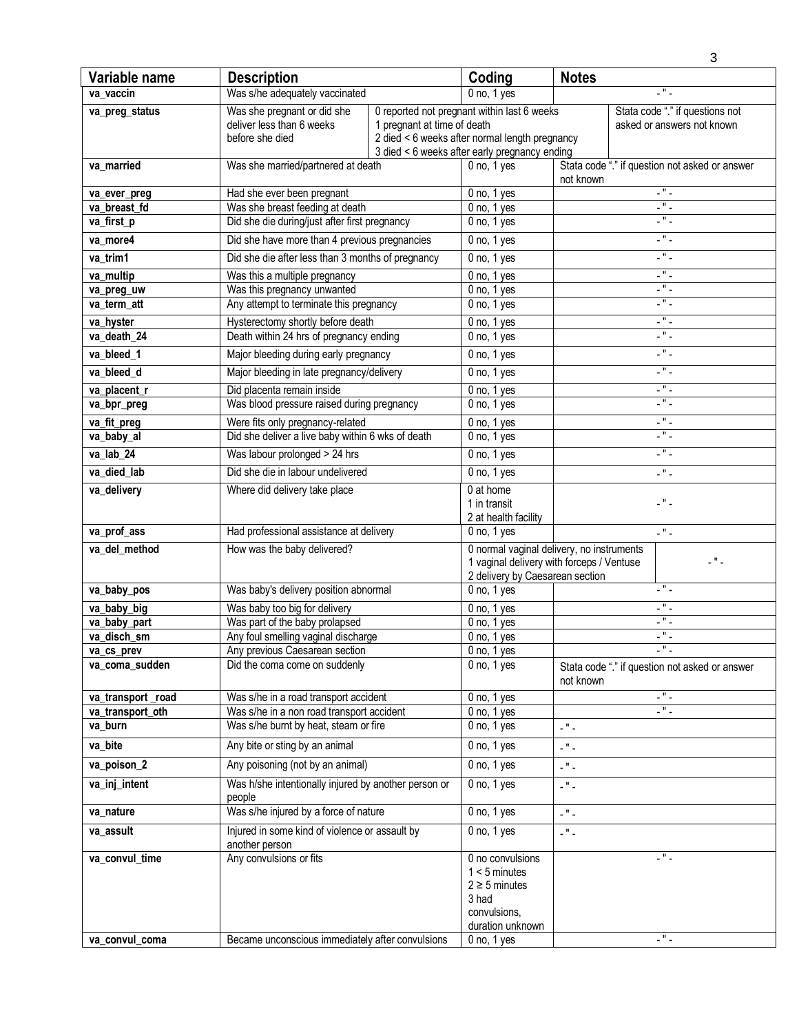| Variable name | Description | Coding | Notes |
| --- | --- | --- | --- |
| **va_vaccin** | Was s/he adequately vaccinated | 0 no, 1 yes | - " - |
| **va_preg_status** | Was she pregnant or did she deliver less than 6 weeks before she died | 0 reported not pregnant within last 6 weeks<br>1 pregnant at time of death<br>2 died < 6 weeks after normal length pregnancy<br>3 died < 6 weeks after early pregnancy ending | Stata code "." if questions not asked or answers not known |
| **va_married** | Was she married/partnered at death | 0 no, 1 yes | Stata code "." if question not asked or answer not known |
| **va_ever_preg** | Had she ever been pregnant | 0 no, 1 yes | - " - |
| **va_breast_fd** | Was she breast feeding at death | 0 no, 1 yes | - " - |
| **va_first_p** | Did she die during/just after first pregnancy | 0 no, 1 yes | - " - |
| **va_more4** | Did she have more than 4 previous pregnancies | 0 no, 1 yes | - " - |
| **va_trim1** | Did she die after less than 3 months of pregnancy | 0 no, 1 yes | - " - |
| **va_multip** | Was this a multiple pregnancy | 0 no, 1 yes | - " - |
| **va_preg_uw** | Was this pregnancy unwanted | 0 no, 1 yes | - " - |
| **va_term_att** | Any attempt to terminate this pregnancy | 0 no, 1 yes | - " - |
| **va_hyster** | Hysterectomy shortly before death | 0 no, 1 yes | - " - |
| **va_death_24** | Death within 24 hrs of pregnancy ending | 0 no, 1 yes | - " - |
| **va_bleed_1** | Major bleeding during early pregnancy | 0 no, 1 yes | - " - |
| **va_bleed_d** | Major bleeding in late pregnancy/delivery | 0 no, 1 yes | - " - |
| **va_placent_r** | Did placenta remain inside | 0 no, 1 yes | - " - |
| **va_bpr_preg** | Was blood pressure raised during pregnancy | 0 no, 1 yes | - " - |
| **va_fit_preg** | Were fits only pregnancy-related | 0 no, 1 yes | - " - |
| **va_baby_al** | Did she deliver a live baby within 6 wks of death | 0 no, 1 yes | - " - |
| **va_lab_24** | Was labour prolonged > 24 hrs | 0 no, 1 yes | - " - |
| **va_died_lab** | Did she die in labour undelivered | 0 no, 1 yes | - " - |
| **va_delivery** | Where did delivery take place | 0 at home<br>1 in transit<br>2 at health facility | - " - |
| **va_prof_ass** | Had professional assistance at delivery | 0 no, 1 yes | - " - |
| **va_del_method** | How was the baby delivered? | 0 normal vaginal delivery, no instruments<br>1 vaginal delivery with forceps / Ventuse<br>2 delivery by Caesarean section | - " - |
| **va_baby_pos** | Was baby's delivery position abnormal | 0 no, 1 yes | - " - |
| **va_baby_big** | Was baby too big for delivery | 0 no, 1 yes | - " - |
| **va_baby_part** | Was part of the baby prolapsed | 0 no, 1 yes | - " - |
| **va_disch_sm** | Any foul smelling vaginal discharge | 0 no, 1 yes | - " - |
| **va_cs_prev** | Any previous Caesarean section | 0 no, 1 yes | - " - |
| **va_coma_sudden** | Did the coma come on suddenly | 0 no, 1 yes | Stata code "." if question not asked or answer not known |
| **va_transport _road** | Was s/he in a road transport accident | 0 no, 1 yes | - " - |
| **va_transport_oth** | Was s/he in a non road transport accident | 0 no, 1 yes | - " - |
| **va_burn** | Was s/he burnt by heat, steam or fire | 0 no, 1 yes | - " - |
| **va_bite** | Any bite or sting by an animal | 0 no, 1 yes | - " - |
| **va_poison_2** | Any poisoning (not by an animal) | 0 no, 1 yes | - " - |
| **va_inj_intent** | Was h/she intentionally injured by another person or people | 0 no, 1 yes | - " - |
| **va_nature** | Was s/he injured by a force of nature | 0 no, 1 yes | - " - |
| **va_assult** | Injured in some kind of violence or assault by another person | 0 no, 1 yes | - " - |
| **va_convul_time** | Any convulsions or fits | 0 no convulsions<br>1 < 5 minutes<br>2 ≥ 5 minutes<br>3 had convulsions, duration unknown | - " - |
| **va_convul_coma** | Became unconscious immediately after convulsions | 0 no, 1 yes | - " - |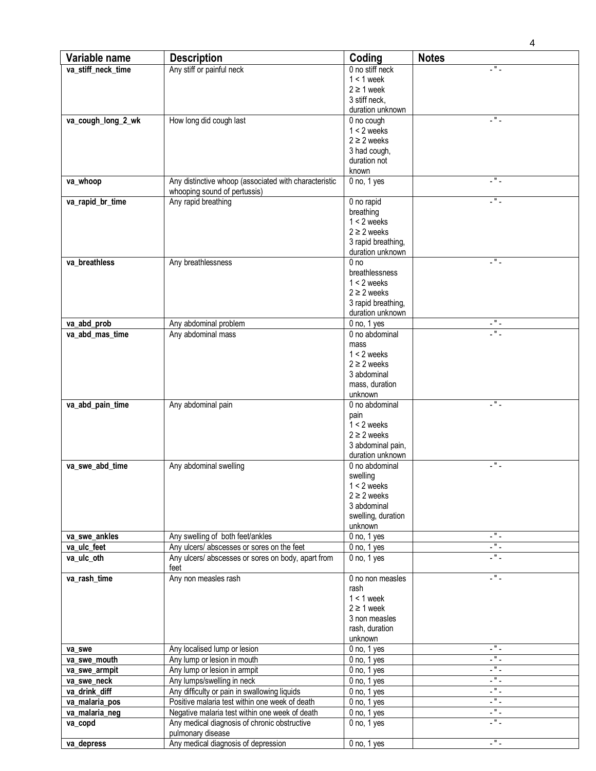| Variable name | Description | Coding | Notes |
| --- | --- | --- | --- |
| **va_stiff_neck_time** | Any stiff or painful neck | 0 no stiff neck<br>1 < 1 week<br>2 ≥ 1 week<br>3 stiff neck, duration unknown | - " - |
| **va_cough_long_2_wk** | How long did cough last | 0 no cough<br>1 < 2 weeks<br>2 ≥ 2 weeks<br>3 had cough, duration not known | - " - |
| **va_whoop** | Any distinctive whoop (associated with characteristic whooping sound of pertussis) | 0 no, 1 yes | - " - |
| **va_rapid_br_time** | Any rapid breathing | 0 no rapid breathing<br>1 < 2 weeks<br>2 ≥ 2 weeks<br>3 rapid breathing, duration unknown | - " - |
| **va_breathless** | Any breathlessness | 0 no breathlessness<br>1 < 2 weeks<br>2 ≥ 2 weeks<br>3 rapid breathing, duration unknown | - " - |
| **va_abd_prob** | Any abdominal problem | 0 no, 1 yes | - " - |
| **va_abd_mas_time** | Any abdominal mass | 0 no abdominal mass<br>1 < 2 weeks<br>2 ≥ 2 weeks<br>3 abdominal mass, duration unknown | - " - |
| **va_abd_pain_time** | Any abdominal pain | 0 no abdominal pain<br>1 < 2 weeks<br>2 ≥ 2 weeks<br>3 abdominal pain, duration unknown | - " - |
| **va_swe_abd_time** | Any abdominal swelling | 0 no abdominal swelling<br>1 < 2 weeks<br>2 ≥ 2 weeks<br>3 abdominal swelling, duration unknown | - " - |
| **va_swe_ankles** | Any swelling of both feet/ankles | 0 no, 1 yes | - " - |
| **va_ulc_feet** | Any ulcers/ abscesses or sores on the feet | 0 no, 1 yes | - " - |
| **va_ulc_oth** | Any ulcers/ abscesses or sores on body, apart from feet | 0 no, 1 yes | - " - |
| **va_rash_time** | Any non measles rash | 0 no non measles rash<br>1 < 1 week<br>2 ≥ 1 week<br>3 non measles rash, duration unknown | - " - |
| **va_swe** | Any localised lump or lesion | 0 no, 1 yes | - " - |
| **va_swe_mouth** | Any lump or lesion in mouth | 0 no, 1 yes | - " - |
| **va_swe_armpit** | Any lump or lesion in armpit | 0 no, 1 yes | - " - |
| **va_swe_neck** | Any lumps/swelling in neck | 0 no, 1 yes | - " - |
| **va_drink_diff** | Any difficulty or pain in swallowing liquids | 0 no, 1 yes | - " - |
| **va_malaria_pos** | Positive malaria test within one week of death | 0 no, 1 yes | - " - |
| **va_malaria_neg** | Negative malaria test within one week of death | 0 no, 1 yes | - " - |
| **va_copd** | Any medical diagnosis of chronic obstructive pulmonary disease | 0 no, 1 yes | - " - |
| **va_depress** | Any medical diagnosis of depression | 0 no, 1 yes | - " - |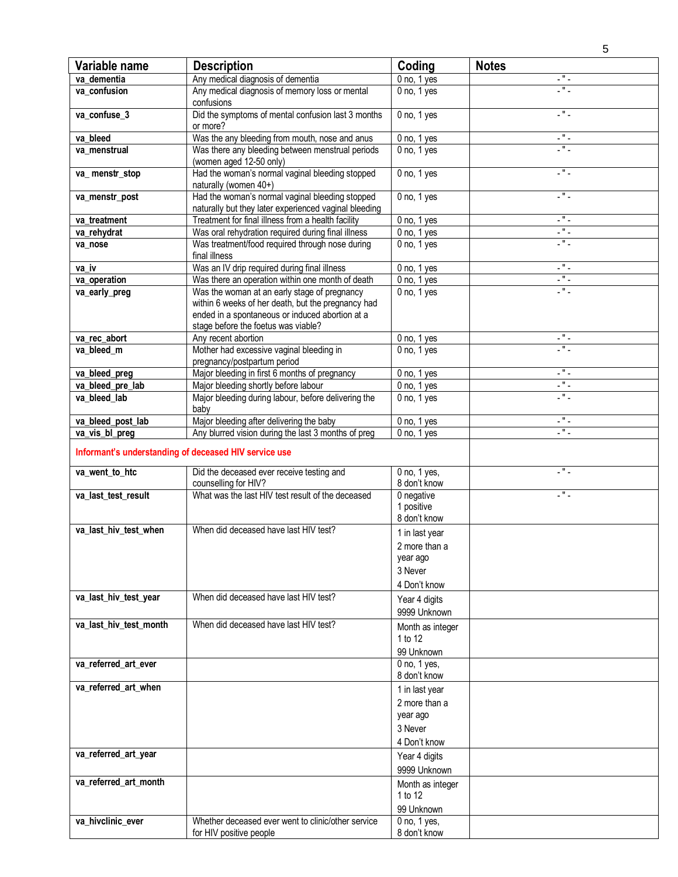| Variable name | Description | Coding | Notes |
|---|---|---|---|
| **va_dementia** | Any medical diagnosis of dementia | 0 no, 1 yes | - " - |
| **va_confusion** | Any medical diagnosis of memory loss or mental confusions | 0 no, 1 yes | - " - |
| **va_confuse_3** | Did the symptoms of mental confusion last 3 months or more? | 0 no, 1 yes | - " - |
| **va_bleed** | Was the any bleeding from mouth, nose and anus | 0 no, 1 yes | - " - |
| **va_menstrual** | Was there any bleeding between menstrual periods (women aged 12-50 only) | 0 no, 1 yes | - " - |
| **va_ menstr_stop** | Had the woman's normal vaginal bleeding stopped naturally (women 40+) | 0 no, 1 yes | - " - |
| **va_menstr_post** | Had the woman's normal vaginal bleeding stopped naturally but they later experienced vaginal bleeding | 0 no, 1 yes | - " - |
| **va_treatment** | Treatment for final illness from a health facility | 0 no, 1 yes | - " - |
| **va_rehydrat** | Was oral rehydration required during final illness | 0 no, 1 yes | - " - |
| **va_nose** | Was treatment/food required through nose during final illness | 0 no, 1 yes | - " - |
| **va_iv** | Was an IV drip required during final illness | 0 no, 1 yes | - " - |
| **va_operation** | Was there an operation within one month of death | 0 no, 1 yes | - " - |
| **va_early_preg** | Was the woman at an early stage of pregnancy within 6 weeks of her death, but the pregnancy had ended in a spontaneous or induced abortion at a stage before the foetus was viable? | 0 no, 1 yes | - " - |
| **va_rec_abort** | Any recent abortion | 0 no, 1 yes | - " - |
| **va_bleed_m** | Mother had excessive vaginal bleeding in pregnancy/postpartum period | 0 no, 1 yes | - " - |
| **va_bleed_preg** | Major bleeding in first 6 months of pregnancy | 0 no, 1 yes | - " - |
| **va_bleed_pre_lab** | Major bleeding shortly before labour | 0 no, 1 yes | - " - |
| **va_bleed_lab** | Major bleeding during labour, before delivering the baby | 0 no, 1 yes | - " - |
| **va_bleed_post_lab** | Major bleeding after delivering the baby | 0 no, 1 yes | - " - |
| **va_vis_bl_preg** | Any blurred vision during the last 3 months of preg | 0 no, 1 yes | - " - |
| **Informant's understanding of deceased HIV service use** | | | |
| **va_went_to_htc** | Did the deceased ever receive testing and counselling for HIV? | 0 no, 1 yes, 8 don't know | - " - |
| **va_last_test_result** | What was the last HIV test result of the deceased | 0 negative<br>1 positive<br>8 don't know | - " - |
| **va_last_hiv_test_when** | When did deceased have last HIV test? | 1 in last year<br>2 more than a year ago<br>3 Never<br>4 Don't know | |
| **va_last_hiv_test_year** | When did deceased have last HIV test? | Year 4 digits<br>9999 Unknown | |
| **va_last_hiv_test_month** | When did deceased have last HIV test? | Month as integer 1 to 12<br>99 Unknown | |
| **va_referred_art_ever** | | 0 no, 1 yes, 8 don't know | |
| **va_referred_art_when** | | 1 in last year<br>2 more than a year ago<br>3 Never<br>4 Don't know | |
| **va_referred_art_year** | | Year 4 digits<br>9999 Unknown | |
| **va_referred_art_month** | | Month as integer 1 to 12<br>99 Unknown | |
| **va_hivclinic_ever** | Whether deceased ever went to clinic/other service for HIV positive people | 0 no, 1 yes, 8 don't know | |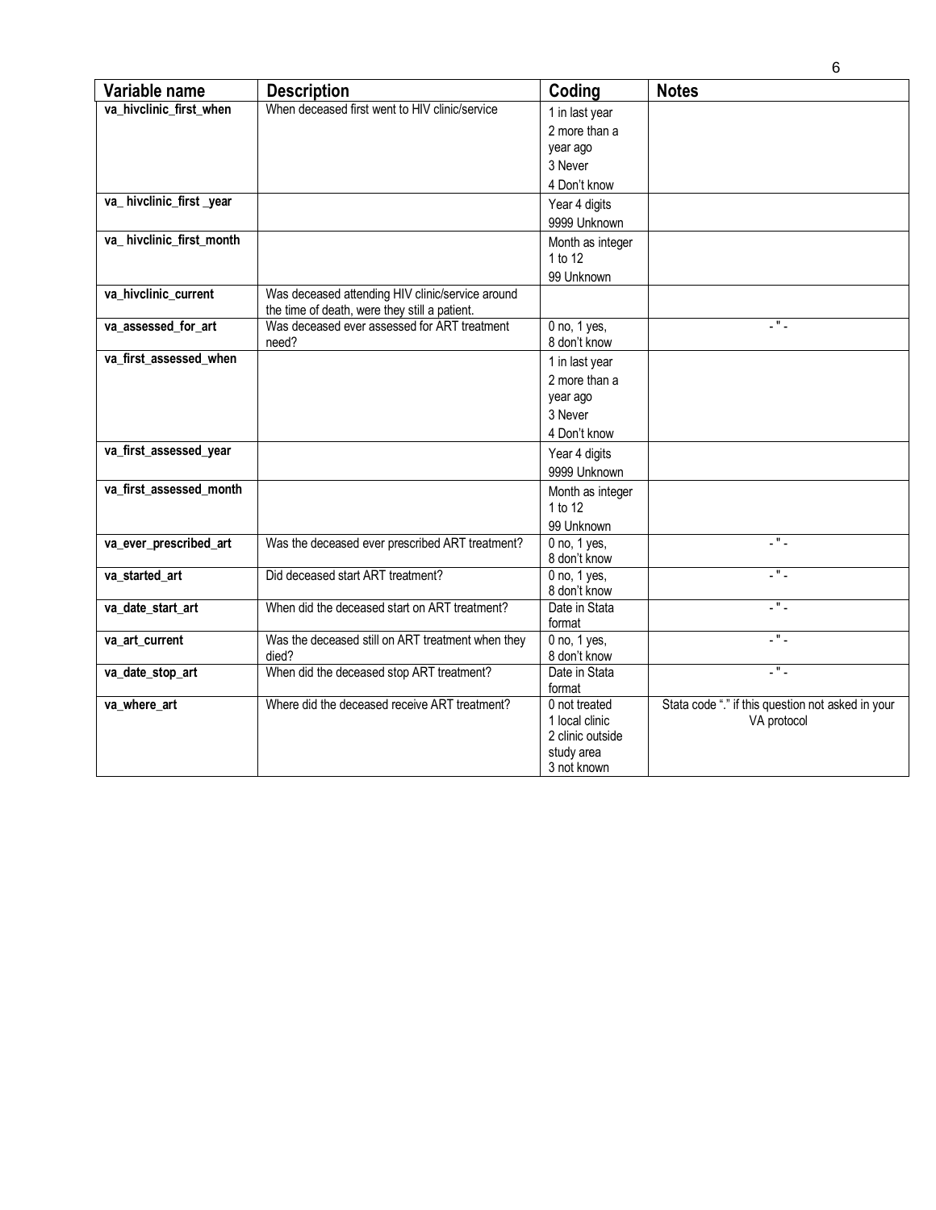| Variable name | Description | Coding | Notes |
| --- | --- | --- | --- |
| **va_hivclinic_first_when** | When deceased first went to HIV clinic/service | 1 in last year<br>2 more than a year ago<br>3 Never<br>4 Don't know | |
| **va_ hivclinic_first _year** | | Year 4 digits<br>9999 Unknown | |
| **va_ hivclinic_first_month** | | Month as integer 1 to 12<br>99 Unknown | |
| **va_hivclinic_current** | Was deceased attending HIV clinic/service around the time of death, were they still a patient. | | |
| **va_assessed_for_art** | Was deceased ever assessed for ART treatment need? | 0 no, 1 yes,<br>8 don't know | - " - |
| **va_first_assessed_when** | | 1 in last year<br>2 more than a year ago<br>3 Never<br>4 Don't know | |
| **va_first_assessed_year** | | Year 4 digits<br>9999 Unknown | |
| **va_first_assessed_month** | | Month as integer 1 to 12<br>99 Unknown | |
| **va_ever_prescribed_art** | Was the deceased ever prescribed ART treatment? | 0 no, 1 yes,<br>8 don't know | - " - |
| **va_started_art** | Did deceased start ART treatment? | 0 no, 1 yes,<br>8 don't know | - " - |
| **va_date_start_art** | When did the deceased start on ART treatment? | Date in Stata format | - " - |
| **va_art_current** | Was the deceased still on ART treatment when they died? | 0 no, 1 yes,<br>8 don't know | - " - |
| **va_date_stop_art** | When did the deceased stop ART treatment? | Date in Stata format | - " - |
| **va_where_art** | Where did the deceased receive ART treatment? | 0 not treated<br>1 local clinic<br>2 clinic outside study area<br>3 not known | Stata code "." if this question not asked in your VA protocol |